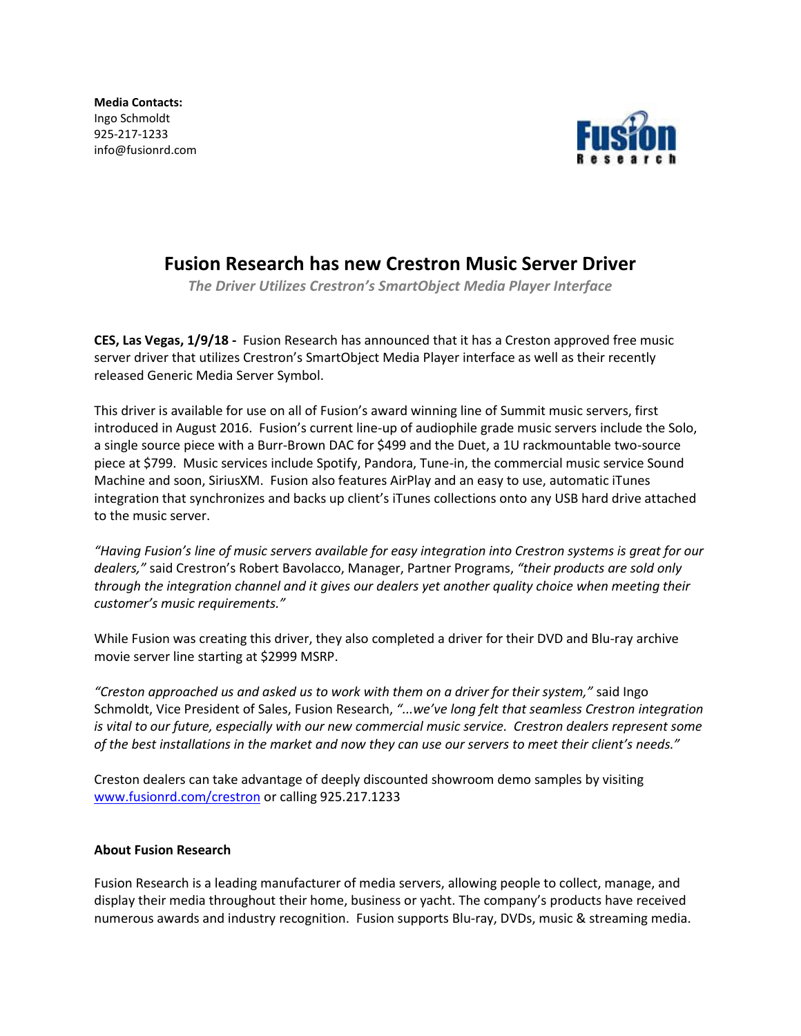**Media Contacts:**
Ingo Schmoldt
925-217-1233
info@fusionrd.com

# Fusion Research has new Crestron Music Server Driver

***The Driver Utilizes Crestron's SmartObject Media Player Interface***

**CES, Las Vegas, 1/9/18 -** Fusion Research has announced that it has a Creston approved free music server driver that utilizes Crestron's SmartObject Media Player interface as well as their recently released Generic Media Server Symbol.

This driver is available for use on all of Fusion's award winning line of Summit music servers, first introduced in August 2016. Fusion's current line-up of audiophile grade music servers include the Solo, a single source piece with a Burr-Brown DAC for $499 and the Duet, a 1U rackmountable two-source piece at $799. Music services include Spotify, Pandora, Tune-in, the commercial music service Sound Machine and soon, SiriusXM. Fusion also features AirPlay and an easy to use, automatic iTunes integration that synchronizes and backs up client's iTunes collections onto any USB hard drive attached to the music server.

*"Having Fusion's line of music servers available for easy integration into Crestron systems is great for our dealers,"* said Crestron's Robert Bavolacco, Manager, Partner Programs, *"their products are sold only through the integration channel and it gives our dealers yet another quality choice when meeting their customer's music requirements."*

While Fusion was creating this driver, they also completed a driver for their DVD and Blu-ray archive movie server line starting at $2999 MSRP.

*"Creston approached us and asked us to work with them on a driver for their system,"* said Ingo Schmoldt, Vice President of Sales, Fusion Research, *"...we've long felt that seamless Crestron integration is vital to our future, especially with our new commercial music service. Crestron dealers represent some of the best installations in the market and now they can use our servers to meet their client's needs."*

Creston dealers can take advantage of deeply discounted showroom demo samples by visiting www.fusionrd.com/crestron or calling 925.217.1233

**About Fusion Research**

Fusion Research is a leading manufacturer of media servers, allowing people to collect, manage, and display their media throughout their home, business or yacht. The company's products have received numerous awards and industry recognition. Fusion supports Blu-ray, DVDs, music & streaming media.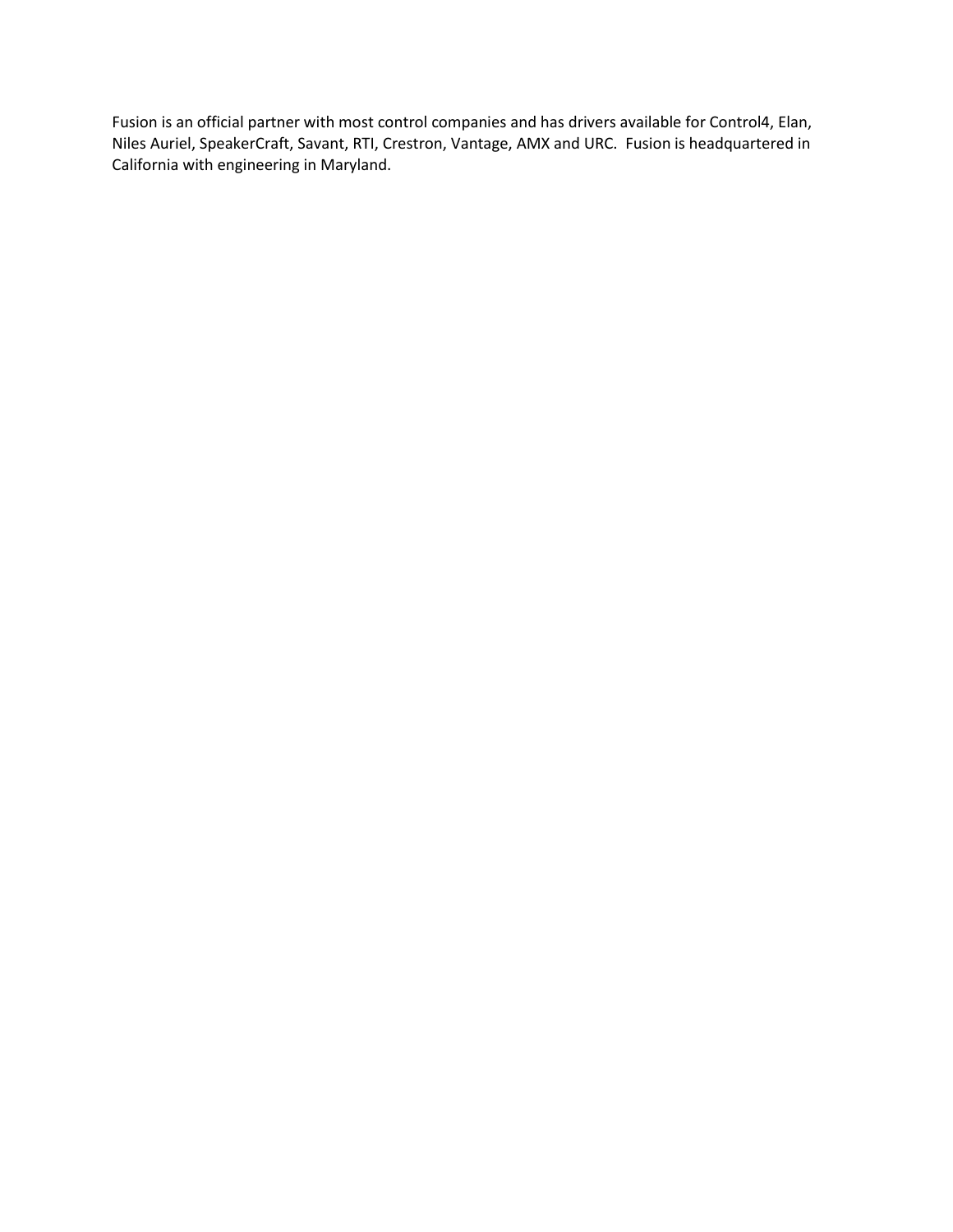Fusion is an official partner with most control companies and has drivers available for Control4, Elan, Niles Auriel, SpeakerCraft, Savant, RTI, Crestron, Vantage, AMX and URC.  Fusion is headquartered in California with engineering in Maryland.